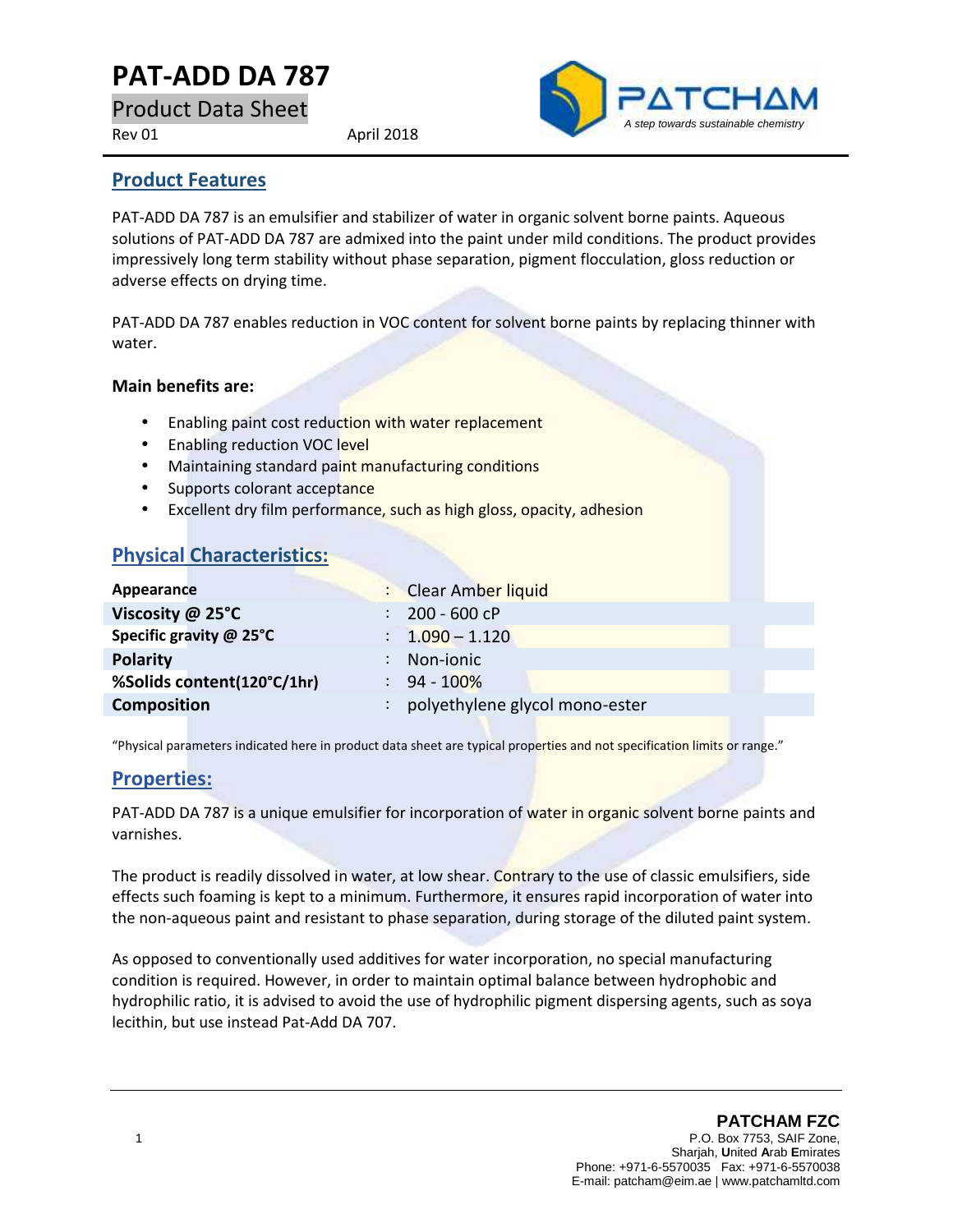# PAT-ADD DA 787

Product Data Sheet

Rev 01 April 2018

PATCHAM
*A step towards sustainable chemistry*

## Product Features

PAT-ADD DA 787 is an emulsifier and stabilizer of water in organic solvent borne paints. Aqueous solutions of PAT-ADD DA 787 are admixed into the paint under mild conditions. The product provides impressively long term stability without phase separation, pigment flocculation, gloss reduction or adverse effects on drying time.

PAT-ADD DA 787 enables reduction in VOC content for solvent borne paints by replacing thinner with water.

**Main benefits are:**

- Enabling paint cost reduction with water replacement
- Enabling reduction VOC level
- Maintaining standard paint manufacturing conditions
- Supports colorant acceptance
- Excellent dry film performance, such as high gloss, opacity, adhesion

## Physical Characteristics:

| | | |
|---|---|---|
| **Appearance** | : | Clear Amber liquid |
| **Viscosity @ 25°C** | : | 200 - 600 cP |
| **Specific gravity @ 25°C** | : | 1.090 – 1.120 |
| **Polarity** | : | Non-ionic |
| **%Solids content(120°C/1hr)** | : | 94 - 100% |
| **Composition** | : | polyethylene glycol mono-ester |

"Physical parameters indicated here in product data sheet are typical properties and not specification limits or range."

## Properties:

PAT-ADD DA 787 is a unique emulsifier for incorporation of water in organic solvent borne paints and varnishes.

The product is readily dissolved in water, at low shear. Contrary to the use of classic emulsifiers, side effects such foaming is kept to a minimum. Furthermore, it ensures rapid incorporation of water into the non-aqueous paint and resistant to phase separation, during storage of the diluted paint system.

As opposed to conventionally used additives for water incorporation, no special manufacturing condition is required. However, in order to maintain optimal balance between hydrophobic and hydrophilic ratio, it is advised to avoid the use of hydrophilic pigment dispersing agents, such as soya lecithin, but use instead Pat-Add DA 707.

**PATCHAM FZC**
P.O. Box 7753, SAIF Zone,
Sharjah, **U**nited **A**rab **E**mirates
Phone: +971-6-5570035 Fax: +971-6-5570038
E-mail: patcham@eim.ae | www.patchamltd.com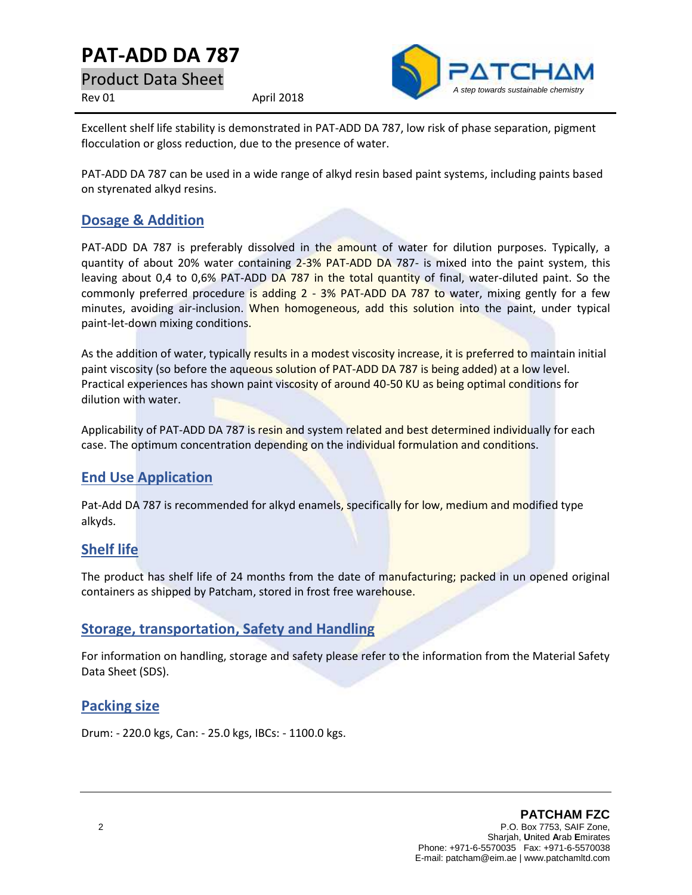Excellent shelf life stability is demonstrated in PAT-ADD DA 787, low risk of phase separation, pigment flocculation or gloss reduction, due to the presence of water.

PAT-ADD DA 787 can be used in a wide range of alkyd resin based paint systems, including paints based on styrenated alkyd resins.

## Dosage & Addition

PAT-ADD DA 787 is preferably dissolved in the amount of water for dilution purposes. Typically, a quantity of about 20% water containing 2-3% PAT-ADD DA 787- is mixed into the paint system, this leaving about 0,4 to 0,6% PAT-ADD DA 787 in the total quantity of final, water-diluted paint. So the commonly preferred procedure is adding 2 - 3% PAT-ADD DA 787 to water, mixing gently for a few minutes, avoiding air-inclusion. When homogeneous, add this solution into the paint, under typical paint-let-down mixing conditions.

As the addition of water, typically results in a modest viscosity increase, it is preferred to maintain initial paint viscosity (so before the aqueous solution of PAT-ADD DA 787 is being added) at a low level. Practical experiences has shown paint viscosity of around 40-50 KU as being optimal conditions for dilution with water.

Applicability of PAT-ADD DA 787 is resin and system related and best determined individually for each case. The optimum concentration depending on the individual formulation and conditions.

## End Use Application

Pat-Add DA 787 is recommended for alkyd enamels, specifically for low, medium and modified type alkyds.

## Shelf life

The product has shelf life of 24 months from the date of manufacturing; packed in un opened original containers as shipped by Patcham, stored in frost free warehouse.

## Storage, transportation, Safety and Handling

For information on handling, storage and safety please refer to the information from the Material Safety Data Sheet (SDS).

## Packing size

Drum: - 220.0 kgs, Can: - 25.0 kgs, IBCs: - 1100.0 kgs.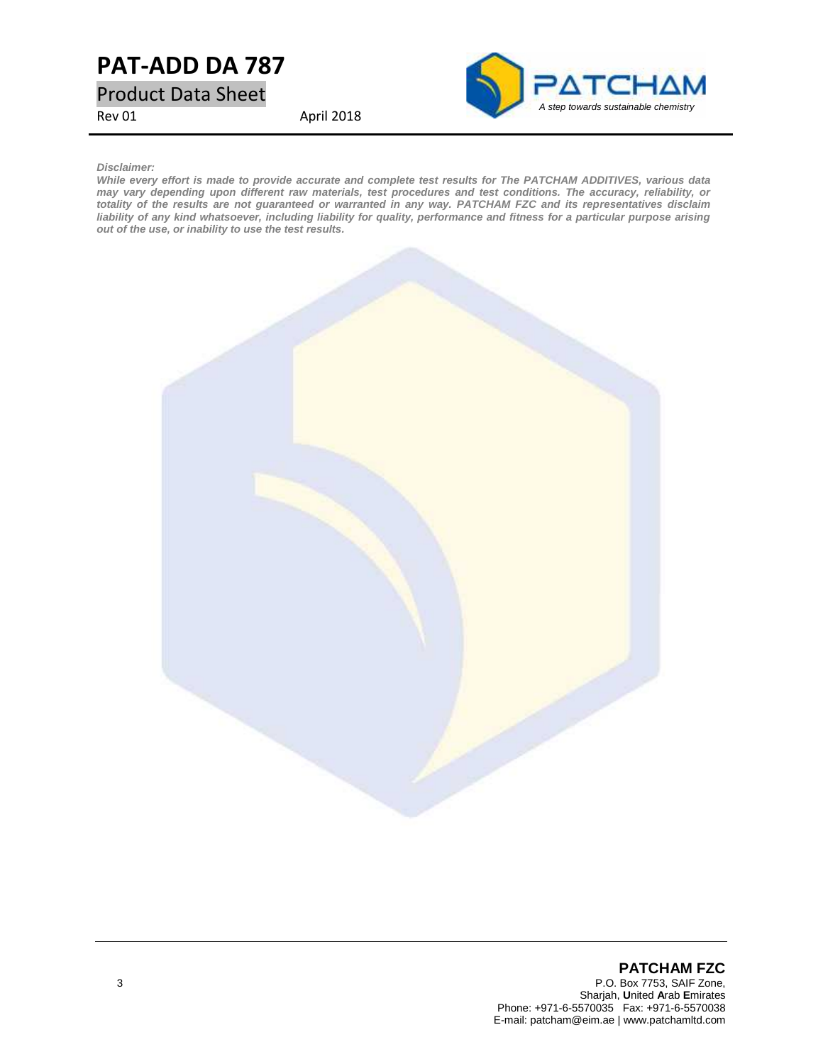*Disclaimer:*

***While every effort is made to provide accurate and complete test results for The PATCHAM ADDITIVES, various data may vary depending upon different raw materials, test procedures and test conditions. The accuracy, reliability, or totality of the results are not guaranteed or warranted in any way. PATCHAM FZC and its representatives disclaim liability of any kind whatsoever, including liability for quality, performance and fitness for a particular purpose arising out of the use, or inability to use the test results.***